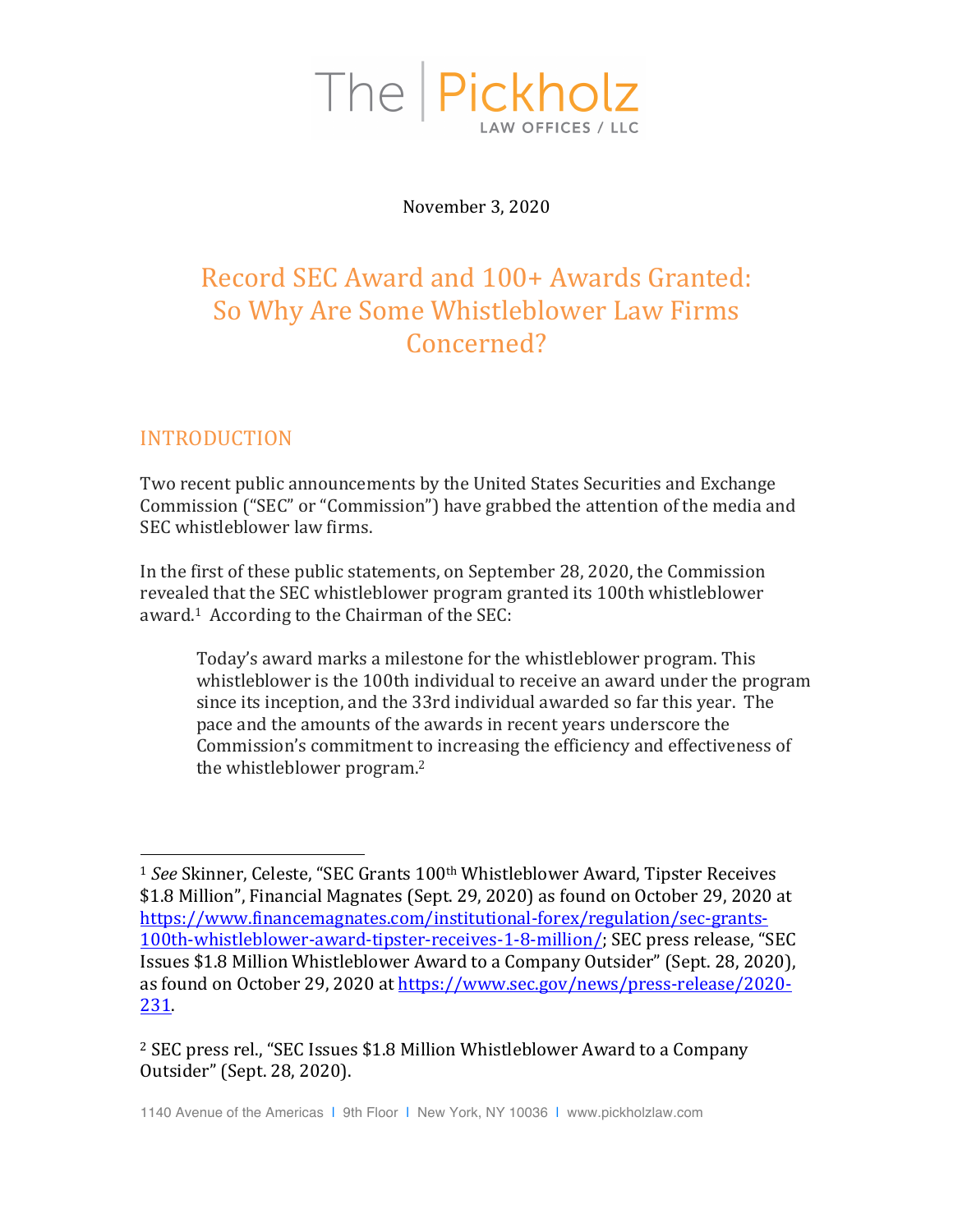The | Pickholz
LAW OFFICES / LLC

November 3, 2020

# Record SEC Award and 100+ Awards Granted: So Why Are Some Whistleblower Law Firms Concerned?

## INTRODUCTION

Two recent public announcements by the United States Securities and Exchange Commission ("SEC" or "Commission") have grabbed the attention of the media and SEC whistleblower law firms.

In the first of these public statements, on September 28, 2020, the Commission revealed that the SEC whistleblower program granted its 100th whistleblower award.[1] According to the Chairman of the SEC:

> Today's award marks a milestone for the whistleblower program. This whistleblower is the 100th individual to receive an award under the program since its inception, and the 33rd individual awarded so far this year. The pace and the amounts of the awards in recent years underscore the Commission's commitment to increasing the efficiency and effectiveness of the whistleblower program.[2]

---

[1] *See* Skinner, Celeste, "SEC Grants 100th Whistleblower Award, Tipster Receives $1.8 Million", Financial Magnates (Sept. 29, 2020) as found on October 29, 2020 at https://www.financemagnates.com/institutional-forex/regulation/sec-grants-100th-whistleblower-award-tipster-receives-1-8-million/; SEC press release, "SEC Issues $1.8 Million Whistleblower Award to a Company Outsider" (Sept. 28, 2020), as found on October 29, 2020 at https://www.sec.gov/news/press-release/2020-231.

[2] SEC press rel., "SEC Issues $1.8 Million Whistleblower Award to a Company Outsider" (Sept. 28, 2020).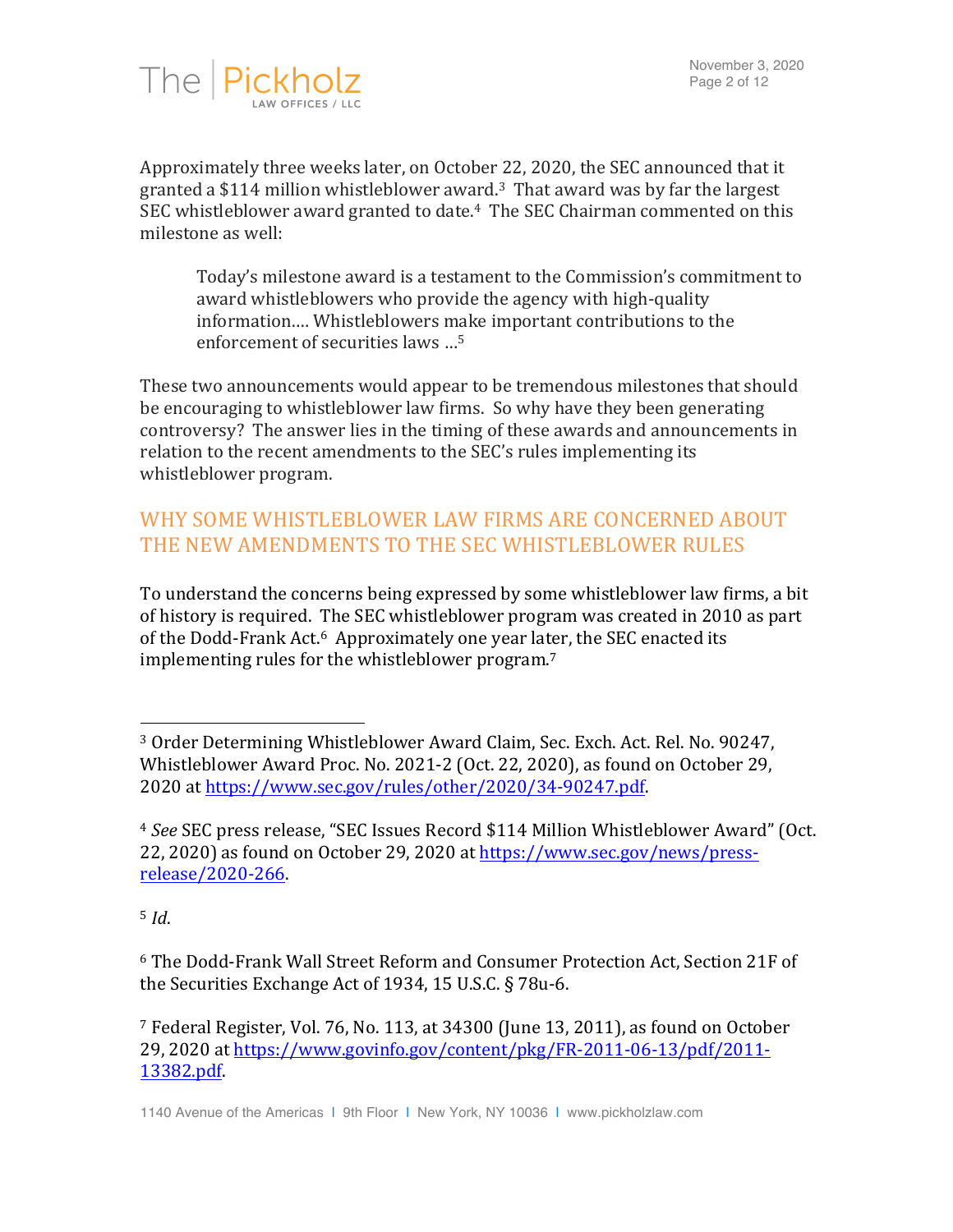Approximately three weeks later, on October 22, 2020, the SEC announced that it granted a $114 million whistleblower award.[3] That award was by far the largest SEC whistleblower award granted to date.[4] The SEC Chairman commented on this milestone as well:

> Today's milestone award is a testament to the Commission's commitment to award whistleblowers who provide the agency with high-quality information.... Whistleblowers make important contributions to the enforcement of securities laws ...[5]

These two announcements would appear to be tremendous milestones that should be encouraging to whistleblower law firms. So why have they been generating controversy? The answer lies in the timing of these awards and announcements in relation to the recent amendments to the SEC's rules implementing its whistleblower program.

## WHY SOME WHISTLEBLOWER LAW FIRMS ARE CONCERNED ABOUT THE NEW AMENDMENTS TO THE SEC WHISTLEBLOWER RULES

To understand the concerns being expressed by some whistleblower law firms, a bit of history is required. The SEC whistleblower program was created in 2010 as part of the Dodd-Frank Act.[6] Approximately one year later, the SEC enacted its implementing rules for the whistleblower program.[7]

---

[3] Order Determining Whistleblower Award Claim, Sec. Exch. Act. Rel. No. 90247, Whistleblower Award Proc. No. 2021-2 (Oct. 22, 2020), as found on October 29, 2020 at https://www.sec.gov/rules/other/2020/34-90247.pdf.

[4] *See* SEC press release, "SEC Issues Record $114 Million Whistleblower Award" (Oct. 22, 2020) as found on October 29, 2020 at https://www.sec.gov/news/press-release/2020-266.

[5] *Id*.

[6] The Dodd-Frank Wall Street Reform and Consumer Protection Act, Section 21F of the Securities Exchange Act of 1934, 15 U.S.C. § 78u-6.

[7] Federal Register, Vol. 76, No. 113, at 34300 (June 13, 2011), as found on October 29, 2020 at https://www.govinfo.gov/content/pkg/FR-2011-06-13/pdf/2011-13382.pdf.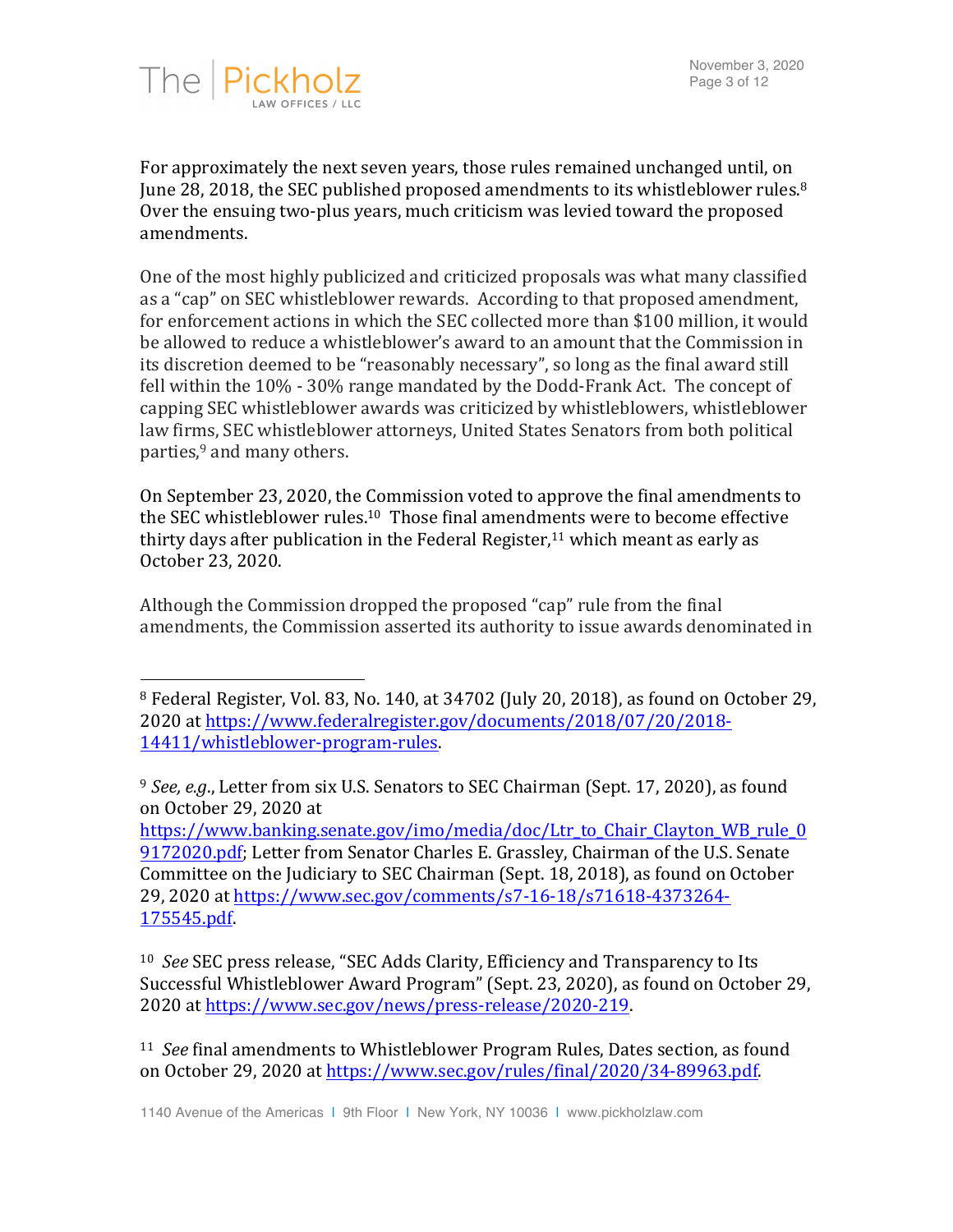For approximately the next seven years, those rules remained unchanged until, on June 28, 2018, the SEC published proposed amendments to its whistleblower rules.[8] Over the ensuing two-plus years, much criticism was levied toward the proposed amendments.

One of the most highly publicized and criticized proposals was what many classified as a "cap" on SEC whistleblower rewards. According to that proposed amendment, for enforcement actions in which the SEC collected more than $100 million, it would be allowed to reduce a whistleblower's award to an amount that the Commission in its discretion deemed to be "reasonably necessary", so long as the final award still fell within the 10% - 30% range mandated by the Dodd-Frank Act. The concept of capping SEC whistleblower awards was criticized by whistleblowers, whistleblower law firms, SEC whistleblower attorneys, United States Senators from both political parties,[9] and many others.

On September 23, 2020, the Commission voted to approve the final amendments to the SEC whistleblower rules.[10] Those final amendments were to become effective thirty days after publication in the Federal Register,[11] which meant as early as October 23, 2020.

Although the Commission dropped the proposed "cap" rule from the final amendments, the Commission asserted its authority to issue awards denominated in

---

[8] Federal Register, Vol. 83, No. 140, at 34702 (July 20, 2018), as found on October 29, 2020 at https://www.federalregister.gov/documents/2018/07/20/2018-14411/whistleblower-program-rules.

[9] *See, e.g.*, Letter from six U.S. Senators to SEC Chairman (Sept. 17, 2020), as found on October 29, 2020 at https://www.banking.senate.gov/imo/media/doc/Ltr_to_Chair_Clayton_WB_rule_09172020.pdf; Letter from Senator Charles E. Grassley, Chairman of the U.S. Senate Committee on the Judiciary to SEC Chairman (Sept. 18, 2018), as found on October 29, 2020 at https://www.sec.gov/comments/s7-16-18/s71618-4373264-175545.pdf.

[10] *See* SEC press release, "SEC Adds Clarity, Efficiency and Transparency to Its Successful Whistleblower Award Program" (Sept. 23, 2020), as found on October 29, 2020 at https://www.sec.gov/news/press-release/2020-219.

[11] *See* final amendments to Whistleblower Program Rules, Dates section, as found on October 29, 2020 at https://www.sec.gov/rules/final/2020/34-89963.pdf.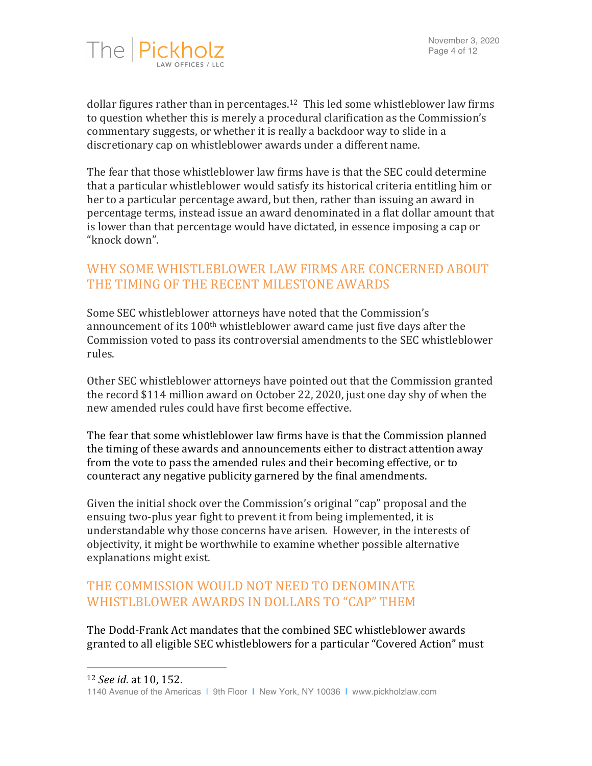dollar figures rather than in percentages.[12] This led some whistleblower law firms to question whether this is merely a procedural clarification as the Commission's commentary suggests, or whether it is really a backdoor way to slide in a discretionary cap on whistleblower awards under a different name.

The fear that those whistleblower law firms have is that the SEC could determine that a particular whistleblower would satisfy its historical criteria entitling him or her to a particular percentage award, but then, rather than issuing an award in percentage terms, instead issue an award denominated in a flat dollar amount that is lower than that percentage would have dictated, in essence imposing a cap or "knock down".

## WHY SOME WHISTLEBLOWER LAW FIRMS ARE CONCERNED ABOUT THE TIMING OF THE RECENT MILESTONE AWARDS

Some SEC whistleblower attorneys have noted that the Commission's announcement of its 100th whistleblower award came just five days after the Commission voted to pass its controversial amendments to the SEC whistleblower rules.

Other SEC whistleblower attorneys have pointed out that the Commission granted the record $114 million award on October 22, 2020, just one day shy of when the new amended rules could have first become effective.

The fear that some whistleblower law firms have is that the Commission planned the timing of these awards and announcements either to distract attention away from the vote to pass the amended rules and their becoming effective, or to counteract any negative publicity garnered by the final amendments.

Given the initial shock over the Commission's original "cap" proposal and the ensuing two-plus year fight to prevent it from being implemented, it is understandable why those concerns have arisen. However, in the interests of objectivity, it might be worthwhile to examine whether possible alternative explanations might exist.

## THE COMMISSION WOULD NOT NEED TO DENOMINATE WHISTLBLOWER AWARDS IN DOLLARS TO "CAP" THEM

The Dodd-Frank Act mandates that the combined SEC whistleblower awards granted to all eligible SEC whistleblowers for a particular "Covered Action" must

---

[12] *See id*. at 10, 152.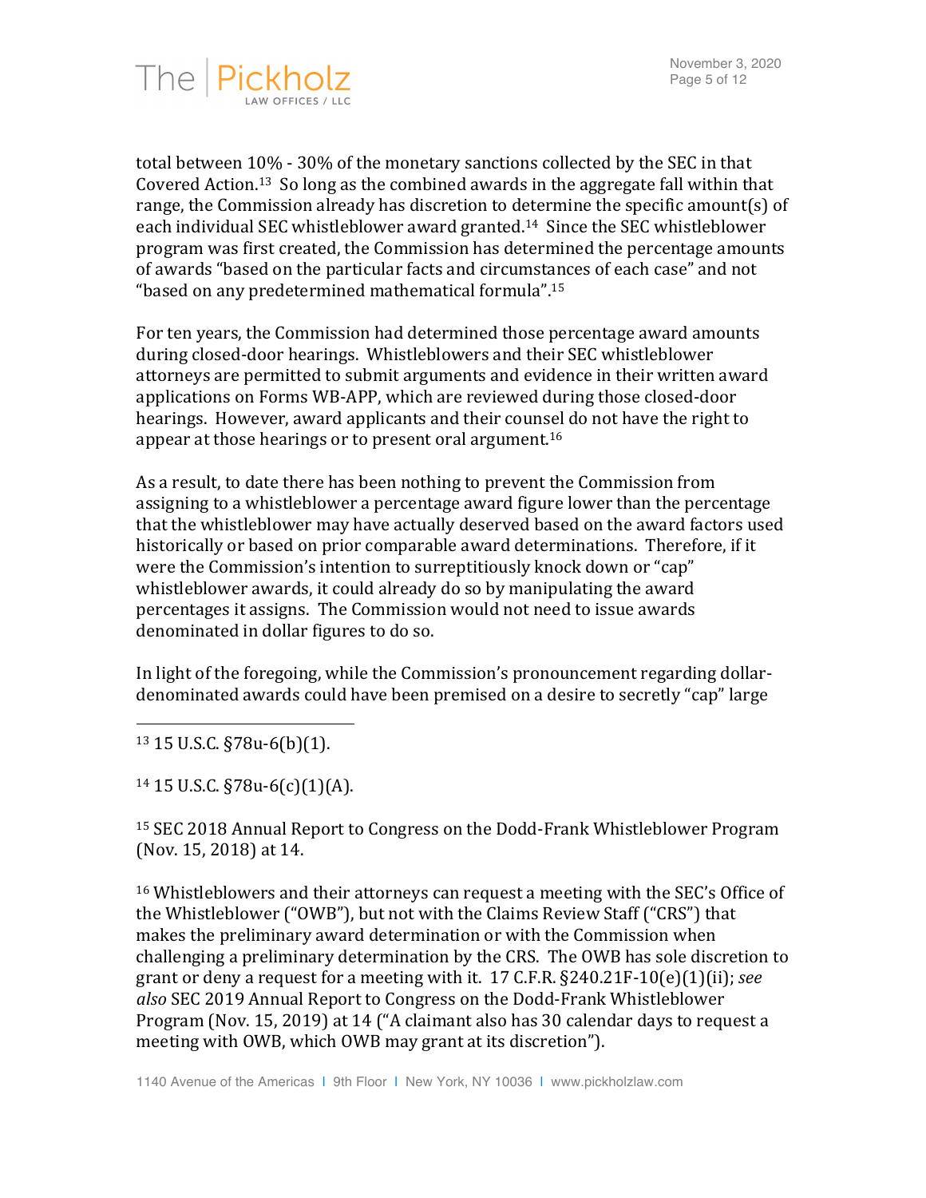total between 10% - 30% of the monetary sanctions collected by the SEC in that Covered Action.[13] So long as the combined awards in the aggregate fall within that range, the Commission already has discretion to determine the specific amount(s) of each individual SEC whistleblower award granted.[14] Since the SEC whistleblower program was first created, the Commission has determined the percentage amounts of awards "based on the particular facts and circumstances of each case" and not "based on any predetermined mathematical formula".[15]

For ten years, the Commission had determined those percentage award amounts during closed-door hearings. Whistleblowers and their SEC whistleblower attorneys are permitted to submit arguments and evidence in their written award applications on Forms WB-APP, which are reviewed during those closed-door hearings. However, award applicants and their counsel do not have the right to appear at those hearings or to present oral argument.[16]

As a result, to date there has been nothing to prevent the Commission from assigning to a whistleblower a percentage award figure lower than the percentage that the whistleblower may have actually deserved based on the award factors used historically or based on prior comparable award determinations. Therefore, if it were the Commission's intention to surreptitiously knock down or "cap" whistleblower awards, it could already do so by manipulating the award percentages it assigns. The Commission would not need to issue awards denominated in dollar figures to do so.

In light of the foregoing, while the Commission's pronouncement regarding dollar-denominated awards could have been premised on a desire to secretly "cap" large

---

[13] 15 U.S.C. §78u-6(b)(1).

[14] 15 U.S.C. §78u-6(c)(1)(A).

[15] SEC 2018 Annual Report to Congress on the Dodd-Frank Whistleblower Program (Nov. 15, 2018) at 14.

[16] Whistleblowers and their attorneys can request a meeting with the SEC's Office of the Whistleblower ("OWB"), but not with the Claims Review Staff ("CRS") that makes the preliminary award determination or with the Commission when challenging a preliminary determination by the CRS. The OWB has sole discretion to grant or deny a request for a meeting with it. 17 C.F.R. §240.21F-10(e)(1)(ii); *see also* SEC 2019 Annual Report to Congress on the Dodd-Frank Whistleblower Program (Nov. 15, 2019) at 14 ("A claimant also has 30 calendar days to request a meeting with OWB, which OWB may grant at its discretion").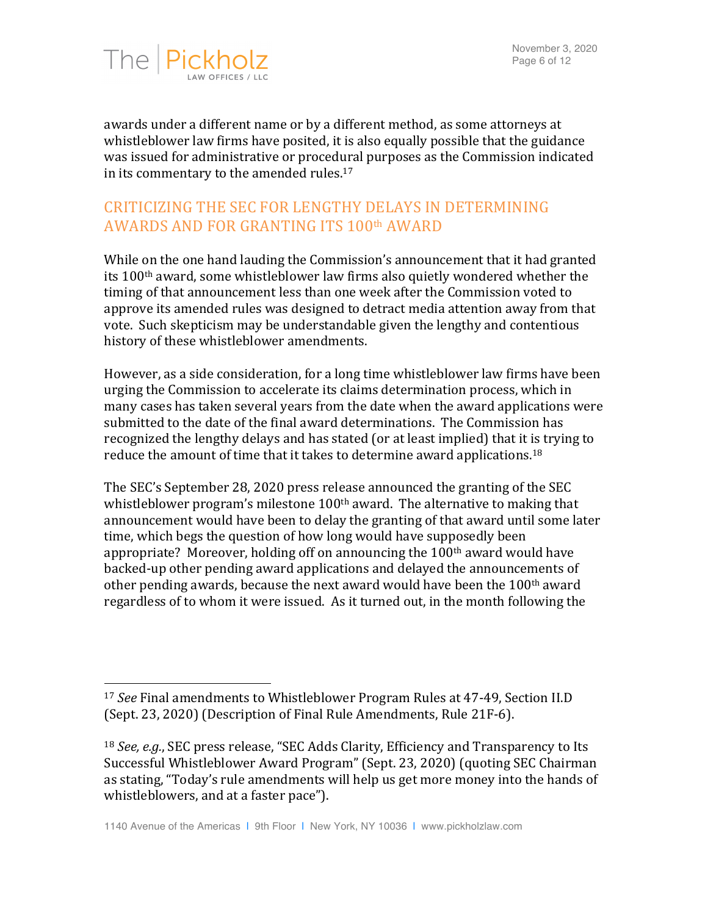awards under a different name or by a different method, as some attorneys at whistleblower law firms have posited, it is also equally possible that the guidance was issued for administrative or procedural purposes as the Commission indicated in its commentary to the amended rules.[17]

## CRITICIZING THE SEC FOR LENGTHY DELAYS IN DETERMINING AWARDS AND FOR GRANTING ITS 100th AWARD

While on the one hand lauding the Commission's announcement that it had granted its 100th award, some whistleblower law firms also quietly wondered whether the timing of that announcement less than one week after the Commission voted to approve its amended rules was designed to detract media attention away from that vote. Such skepticism may be understandable given the lengthy and contentious history of these whistleblower amendments.

However, as a side consideration, for a long time whistleblower law firms have been urging the Commission to accelerate its claims determination process, which in many cases has taken several years from the date when the award applications were submitted to the date of the final award determinations. The Commission has recognized the lengthy delays and has stated (or at least implied) that it is trying to reduce the amount of time that it takes to determine award applications.[18]

The SEC's September 28, 2020 press release announced the granting of the SEC whistleblower program's milestone 100th award. The alternative to making that announcement would have been to delay the granting of that award until some later time, which begs the question of how long would have supposedly been appropriate? Moreover, holding off on announcing the 100th award would have backed-up other pending award applications and delayed the announcements of other pending awards, because the next award would have been the 100th award regardless of to whom it were issued. As it turned out, in the month following the

---

[17] *See* Final amendments to Whistleblower Program Rules at 47-49, Section II.D (Sept. 23, 2020) (Description of Final Rule Amendments, Rule 21F-6).

[18] *See, e.g.*, SEC press release, "SEC Adds Clarity, Efficiency and Transparency to Its Successful Whistleblower Award Program" (Sept. 23, 2020) (quoting SEC Chairman as stating, "Today's rule amendments will help us get more money into the hands of whistleblowers, and at a faster pace").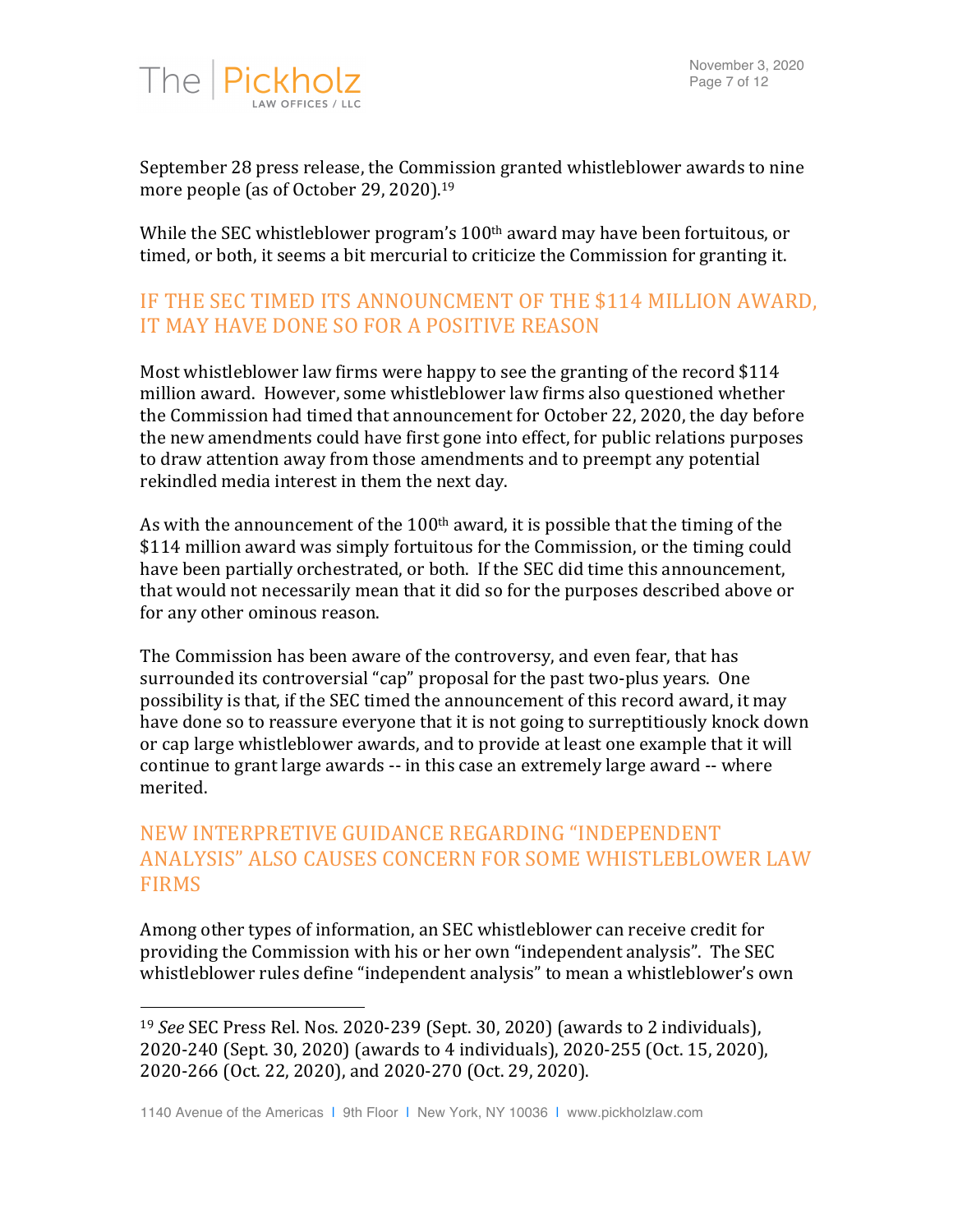September 28 press release, the Commission granted whistleblower awards to nine more people (as of October 29, 2020).[19]

While the SEC whistleblower program's 100th award may have been fortuitous, or timed, or both, it seems a bit mercurial to criticize the Commission for granting it.

## IF THE SEC TIMED ITS ANNOUNCMENT OF THE $114 MILLION AWARD, IT MAY HAVE DONE SO FOR A POSITIVE REASON

Most whistleblower law firms were happy to see the granting of the record $114 million award. However, some whistleblower law firms also questioned whether the Commission had timed that announcement for October 22, 2020, the day before the new amendments could have first gone into effect, for public relations purposes to draw attention away from those amendments and to preempt any potential rekindled media interest in them the next day.

As with the announcement of the 100th award, it is possible that the timing of the $114 million award was simply fortuitous for the Commission, or the timing could have been partially orchestrated, or both. If the SEC did time this announcement, that would not necessarily mean that it did so for the purposes described above or for any other ominous reason.

The Commission has been aware of the controversy, and even fear, that has surrounded its controversial "cap" proposal for the past two-plus years. One possibility is that, if the SEC timed the announcement of this record award, it may have done so to reassure everyone that it is not going to surreptitiously knock down or cap large whistleblower awards, and to provide at least one example that it will continue to grant large awards -- in this case an extremely large award -- where merited.

## NEW INTERPRETIVE GUIDANCE REGARDING "INDEPENDENT ANALYSIS" ALSO CAUSES CONCERN FOR SOME WHISTLEBLOWER LAW FIRMS

Among other types of information, an SEC whistleblower can receive credit for providing the Commission with his or her own "independent analysis". The SEC whistleblower rules define "independent analysis" to mean a whistleblower's own

---

[19] *See* SEC Press Rel. Nos. 2020-239 (Sept. 30, 2020) (awards to 2 individuals), 2020-240 (Sept. 30, 2020) (awards to 4 individuals), 2020-255 (Oct. 15, 2020), 2020-266 (Oct. 22, 2020), and 2020-270 (Oct. 29, 2020).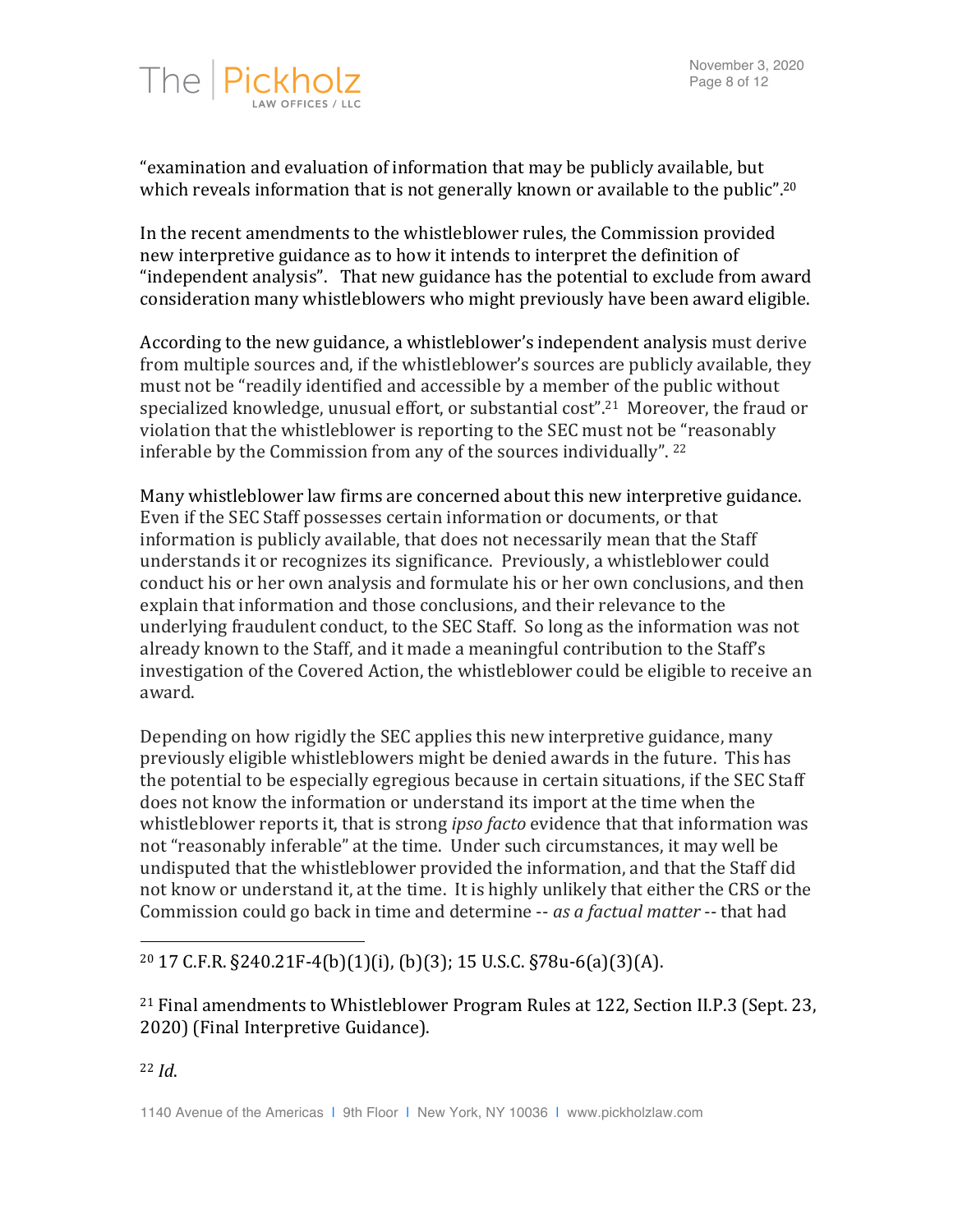"examination and evaluation of information that may be publicly available, but which reveals information that is not generally known or available to the public".[20]

In the recent amendments to the whistleblower rules, the Commission provided new interpretive guidance as to how it intends to interpret the definition of "independent analysis". That new guidance has the potential to exclude from award consideration many whistleblowers who might previously have been award eligible.

According to the new guidance, a whistleblower's independent analysis must derive from multiple sources and, if the whistleblower's sources are publicly available, they must not be "readily identified and accessible by a member of the public without specialized knowledge, unusual effort, or substantial cost".[21] Moreover, the fraud or violation that the whistleblower is reporting to the SEC must not be "reasonably inferable by the Commission from any of the sources individually". [22]

Many whistleblower law firms are concerned about this new interpretive guidance. Even if the SEC Staff possesses certain information or documents, or that information is publicly available, that does not necessarily mean that the Staff understands it or recognizes its significance. Previously, a whistleblower could conduct his or her own analysis and formulate his or her own conclusions, and then explain that information and those conclusions, and their relevance to the underlying fraudulent conduct, to the SEC Staff. So long as the information was not already known to the Staff, and it made a meaningful contribution to the Staff's investigation of the Covered Action, the whistleblower could be eligible to receive an award.

Depending on how rigidly the SEC applies this new interpretive guidance, many previously eligible whistleblowers might be denied awards in the future. This has the potential to be especially egregious because in certain situations, if the SEC Staff does not know the information or understand its import at the time when the whistleblower reports it, that is strong *ipso facto* evidence that that information was not "reasonably inferable" at the time. Under such circumstances, it may well be undisputed that the whistleblower provided the information, and that the Staff did not know or understand it, at the time. It is highly unlikely that either the CRS or the Commission could go back in time and determine -- *as a factual matter* -- that had

---

[20] 17 C.F.R. §240.21F-4(b)(1)(i), (b)(3); 15 U.S.C. §78u-6(a)(3)(A).

[21] Final amendments to Whistleblower Program Rules at 122, Section II.P.3 (Sept. 23, 2020) (Final Interpretive Guidance).

[22] *Id.*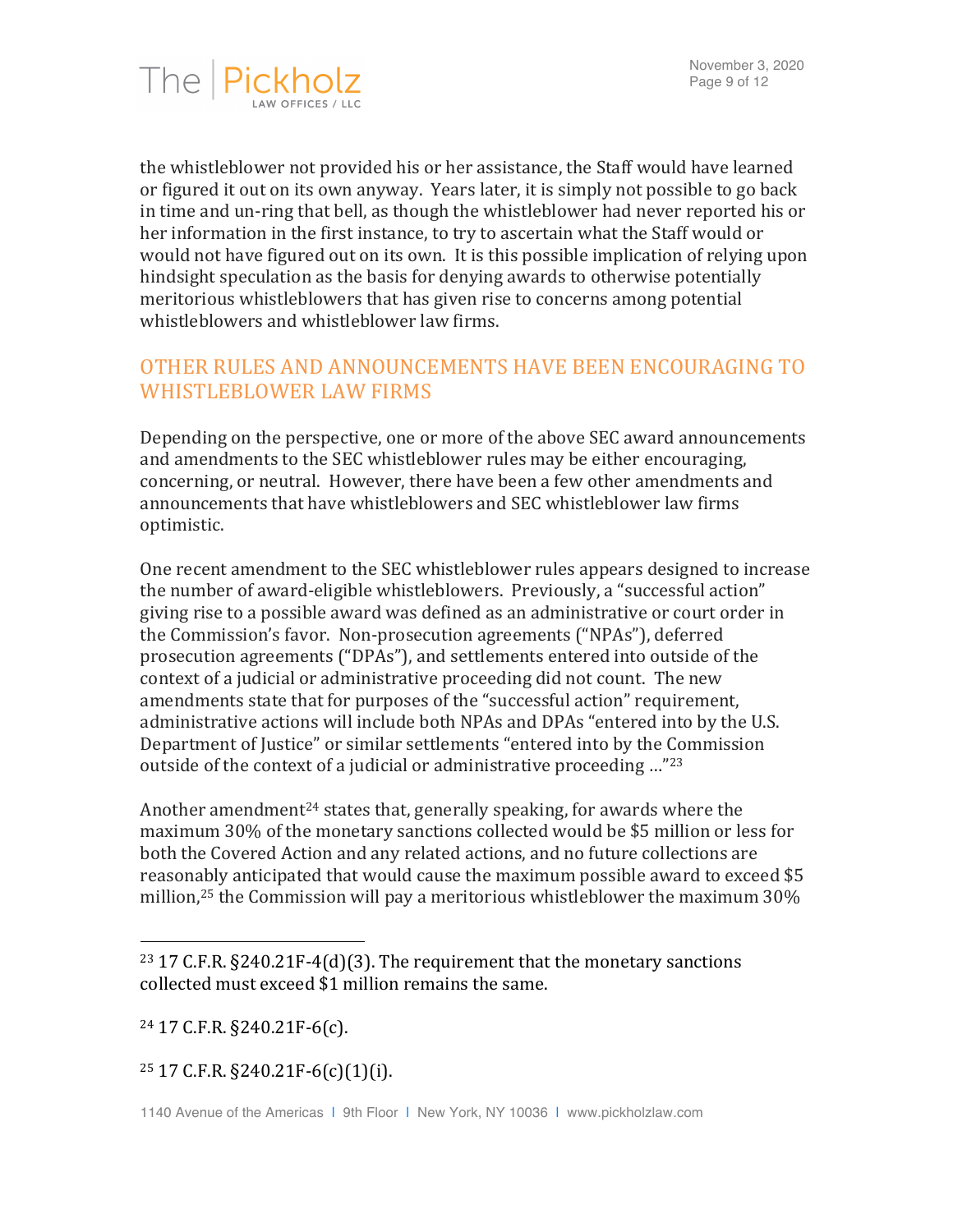the whistleblower not provided his or her assistance, the Staff would have learned or figured it out on its own anyway. Years later, it is simply not possible to go back in time and un-ring that bell, as though the whistleblower had never reported his or her information in the first instance, to try to ascertain what the Staff would or would not have figured out on its own. It is this possible implication of relying upon hindsight speculation as the basis for denying awards to otherwise potentially meritorious whistleblowers that has given rise to concerns among potential whistleblowers and whistleblower law firms.

## OTHER RULES AND ANNOUNCEMENTS HAVE BEEN ENCOURAGING TO WHISTLEBLOWER LAW FIRMS

Depending on the perspective, one or more of the above SEC award announcements and amendments to the SEC whistleblower rules may be either encouraging, concerning, or neutral. However, there have been a few other amendments and announcements that have whistleblowers and SEC whistleblower law firms optimistic.

One recent amendment to the SEC whistleblower rules appears designed to increase the number of award-eligible whistleblowers. Previously, a "successful action" giving rise to a possible award was defined as an administrative or court order in the Commission's favor. Non-prosecution agreements ("NPAs"), deferred prosecution agreements ("DPAs"), and settlements entered into outside of the context of a judicial or administrative proceeding did not count. The new amendments state that for purposes of the "successful action" requirement, administrative actions will include both NPAs and DPAs "entered into by the U.S. Department of Justice" or similar settlements "entered into by the Commission outside of the context of a judicial or administrative proceeding …"[23]

Another amendment[24] states that, generally speaking, for awards where the maximum 30% of the monetary sanctions collected would be $5 million or less for both the Covered Action and any related actions, and no future collections are reasonably anticipated that would cause the maximum possible award to exceed $5 million,[25] the Commission will pay a meritorious whistleblower the maximum 30%

---

[23] 17 C.F.R. §240.21F-4(d)(3). The requirement that the monetary sanctions collected must exceed $1 million remains the same.

[24] 17 C.F.R. §240.21F-6(c).

[25] 17 C.F.R. §240.21F-6(c)(1)(i).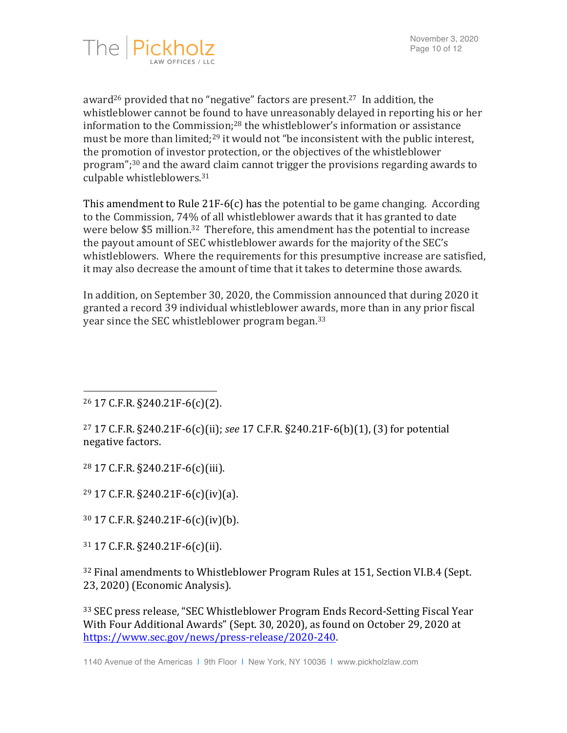award[26] provided that no "negative" factors are present.[27] In addition, the whistleblower cannot be found to have unreasonably delayed in reporting his or her information to the Commission;[28] the whistleblower's information or assistance must be more than limited;[29] it would not "be inconsistent with the public interest, the promotion of investor protection, or the objectives of the whistleblower program";[30] and the award claim cannot trigger the provisions regarding awards to culpable whistleblowers.[31]

This amendment to Rule 21F-6(c) has the potential to be game changing. According to the Commission, 74% of all whistleblower awards that it has granted to date were below $5 million.[32] Therefore, this amendment has the potential to increase the payout amount of SEC whistleblower awards for the majority of the SEC's whistleblowers. Where the requirements for this presumptive increase are satisfied, it may also decrease the amount of time that it takes to determine those awards.

In addition, on September 30, 2020, the Commission announced that during 2020 it granted a record 39 individual whistleblower awards, more than in any prior fiscal year since the SEC whistleblower program began.[33]

---

[26] 17 C.F.R. §240.21F-6(c)(2).

[27] 17 C.F.R. §240.21F-6(c)(ii); *see* 17 C.F.R. §240.21F-6(b)(1), (3) for potential negative factors.

[28] 17 C.F.R. §240.21F-6(c)(iii).

[29] 17 C.F.R. §240.21F-6(c)(iv)(a).

[30] 17 C.F.R. §240.21F-6(c)(iv)(b).

[31] 17 C.F.R. §240.21F-6(c)(ii).

[32] Final amendments to Whistleblower Program Rules at 151, Section VI.B.4 (Sept. 23, 2020) (Economic Analysis).

[33] SEC press release, "SEC Whistleblower Program Ends Record-Setting Fiscal Year With Four Additional Awards" (Sept. 30, 2020), as found on October 29, 2020 at https://www.sec.gov/news/press-release/2020-240.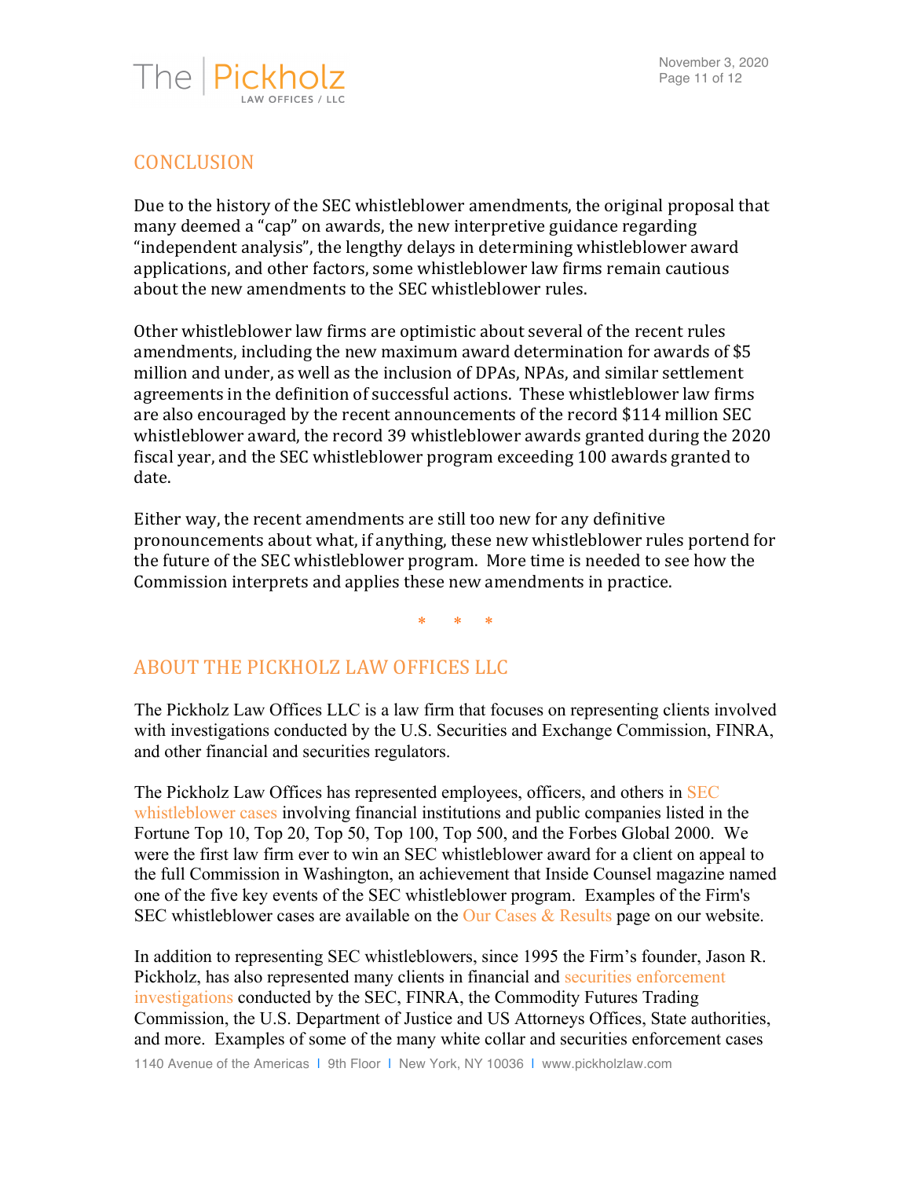## CONCLUSION

Due to the history of the SEC whistleblower amendments, the original proposal that many deemed a "cap" on awards, the new interpretive guidance regarding "independent analysis", the lengthy delays in determining whistleblower award applications, and other factors, some whistleblower law firms remain cautious about the new amendments to the SEC whistleblower rules.

Other whistleblower law firms are optimistic about several of the recent rules amendments, including the new maximum award determination for awards of $5 million and under, as well as the inclusion of DPAs, NPAs, and similar settlement agreements in the definition of successful actions. These whistleblower law firms are also encouraged by the recent announcements of the record $114 million SEC whistleblower award, the record 39 whistleblower awards granted during the 2020 fiscal year, and the SEC whistleblower program exceeding 100 awards granted to date.

Either way, the recent amendments are still too new for any definitive pronouncements about what, if anything, these new whistleblower rules portend for the future of the SEC whistleblower program. More time is needed to see how the Commission interprets and applies these new amendments in practice.

\* \* \*

## ABOUT THE PICKHOLZ LAW OFFICES LLC

The Pickholz Law Offices LLC is a law firm that focuses on representing clients involved with investigations conducted by the U.S. Securities and Exchange Commission, FINRA, and other financial and securities regulators.

The Pickholz Law Offices has represented employees, officers, and others in SEC whistleblower cases involving financial institutions and public companies listed in the Fortune Top 10, Top 20, Top 50, Top 100, Top 500, and the Forbes Global 2000. We were the first law firm ever to win an SEC whistleblower award for a client on appeal to the full Commission in Washington, an achievement that Inside Counsel magazine named one of the five key events of the SEC whistleblower program. Examples of the Firm's SEC whistleblower cases are available on the Our Cases & Results page on our website.

In addition to representing SEC whistleblowers, since 1995 the Firm's founder, Jason R. Pickholz, has also represented many clients in financial and securities enforcement investigations conducted by the SEC, FINRA, the Commodity Futures Trading Commission, the U.S. Department of Justice and US Attorneys Offices, State authorities, and more. Examples of some of the many white collar and securities enforcement cases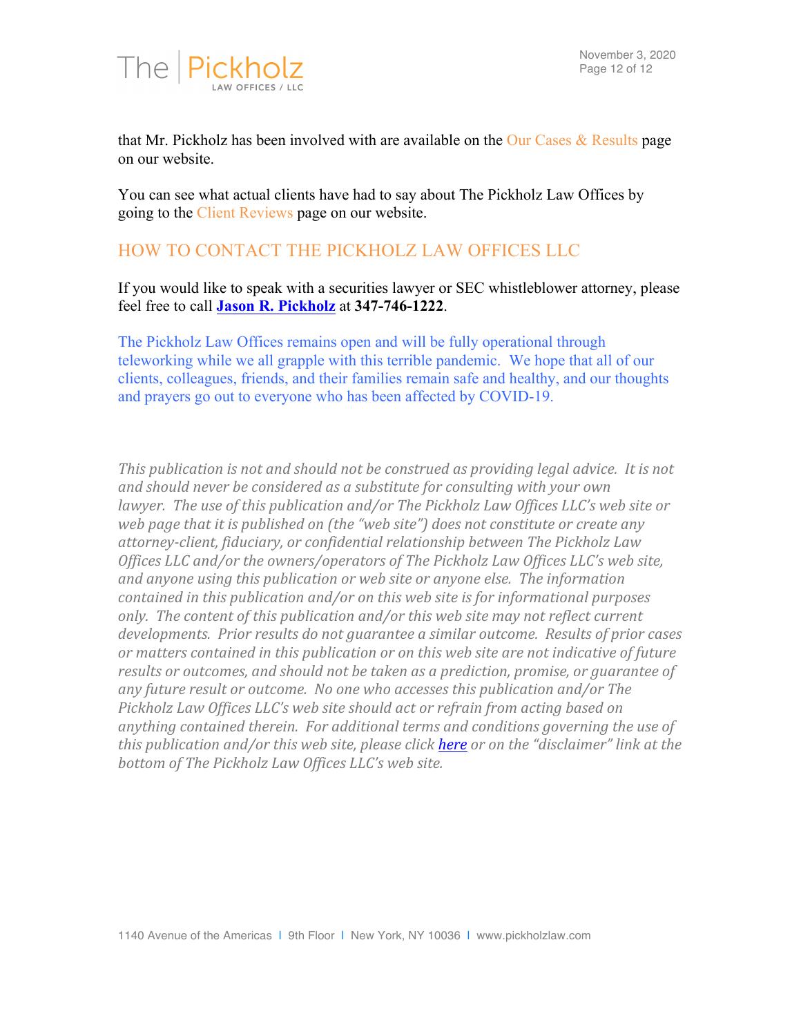that Mr. Pickholz has been involved with are available on the Our Cases & Results page on our website.

You can see what actual clients have had to say about The Pickholz Law Offices by going to the Client Reviews page on our website.

## HOW TO CONTACT THE PICKHOLZ LAW OFFICES LLC

If you would like to speak with a securities lawyer or SEC whistleblower attorney, please feel free to call **Jason R. Pickholz** at **347-746-1222**.

The Pickholz Law Offices remains open and will be fully operational through teleworking while we all grapple with this terrible pandemic. We hope that all of our clients, colleagues, friends, and their families remain safe and healthy, and our thoughts and prayers go out to everyone who has been affected by COVID-19.

*This publication is not and should not be construed as providing legal advice. It is not and should never be considered as a substitute for consulting with your own lawyer. The use of this publication and/or The Pickholz Law Offices LLC's web site or web page that it is published on (the "web site") does not constitute or create any attorney-client, fiduciary, or confidential relationship between The Pickholz Law Offices LLC and/or the owners/operators of The Pickholz Law Offices LLC's web site, and anyone using this publication or web site or anyone else. The information contained in this publication and/or on this web site is for informational purposes only. The content of this publication and/or this web site may not reflect current developments. Prior results do not guarantee a similar outcome. Results of prior cases or matters contained in this publication or on this web site are not indicative of future results or outcomes, and should not be taken as a prediction, promise, or guarantee of any future result or outcome. No one who accesses this publication and/or The Pickholz Law Offices LLC's web site should act or refrain from acting based on anything contained therein. For additional terms and conditions governing the use of this publication and/or this web site, please click here or on the "disclaimer" link at the bottom of The Pickholz Law Offices LLC's web site.*